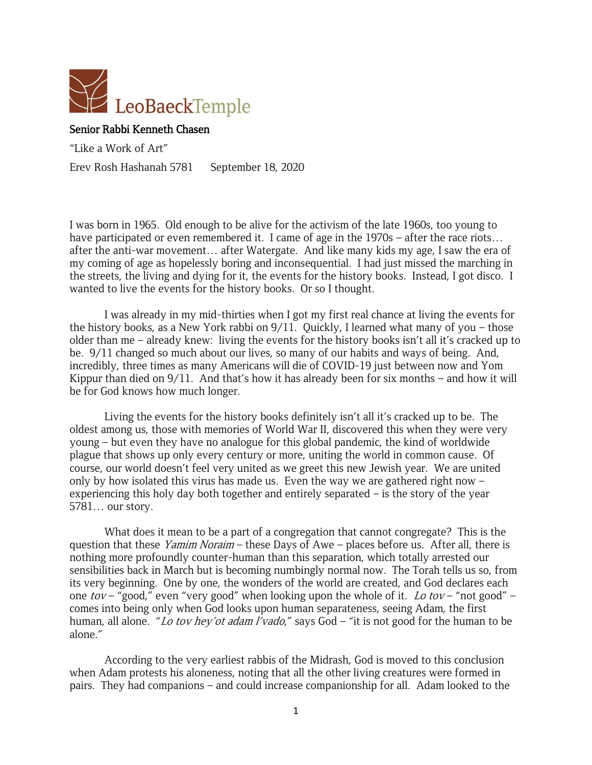LeoBaeckTemple

Senior Rabbi Kenneth Chasen

"Like a Work of Art"

Erev Rosh Hashanah 5781 September 18, 2020

I was born in 1965. Old enough to be alive for the activism of the late 1960s, too young to have participated or even remembered it. I came of age in the 1970s – after the race riots… after the anti-war movement… after Watergate. And like many kids my age, I saw the era of my coming of age as hopelessly boring and inconsequential. I had just missed the marching in the streets, the living and dying for it, the events for the history books. Instead, I got disco. I wanted to live the events for the history books. Or so I thought.

I was already in my mid-thirties when I got my first real chance at living the events for the history books, as a New York rabbi on 9/11. Quickly, I learned what many of you – those older than me – already knew: living the events for the history books isn't all it's cracked up to be. 9/11 changed so much about our lives, so many of our habits and ways of being. And, incredibly, three times as many Americans will die of COVID-19 just between now and Yom Kippur than died on 9/11. And that's how it has already been for six months – and how it will be for God knows how much longer.

Living the events for the history books definitely isn't all it's cracked up to be. The oldest among us, those with memories of World War II, discovered this when they were very young – but even they have no analogue for this global pandemic, the kind of worldwide plague that shows up only every century or more, uniting the world in common cause. Of course, our world doesn't feel very united as we greet this new Jewish year. We are united only by how isolated this virus has made us. Even the way we are gathered right now – experiencing this holy day both together and entirely separated – is the story of the year 5781… our story.

What does it mean to be a part of a congregation that cannot congregate? This is the question that these *Yamim Noraim* – these Days of Awe – places before us. After all, there is nothing more profoundly counter-human than this separation, which totally arrested our sensibilities back in March but is becoming numbingly normal now. The Torah tells us so, from its very beginning. One by one, the wonders of the world are created, and God declares each one *tov* – "good," even "very good" when looking upon the whole of it. *Lo tov* – "not good" – comes into being only when God looks upon human separateness, seeing Adam, the first human, all alone. "*Lo tov hey'ot adam l'vado*," says God – "it is not good for the human to be alone."

According to the very earliest rabbis of the Midrash, God is moved to this conclusion when Adam protests his aloneness, noting that all the other living creatures were formed in pairs. They had companions – and could increase companionship for all. Adam looked to the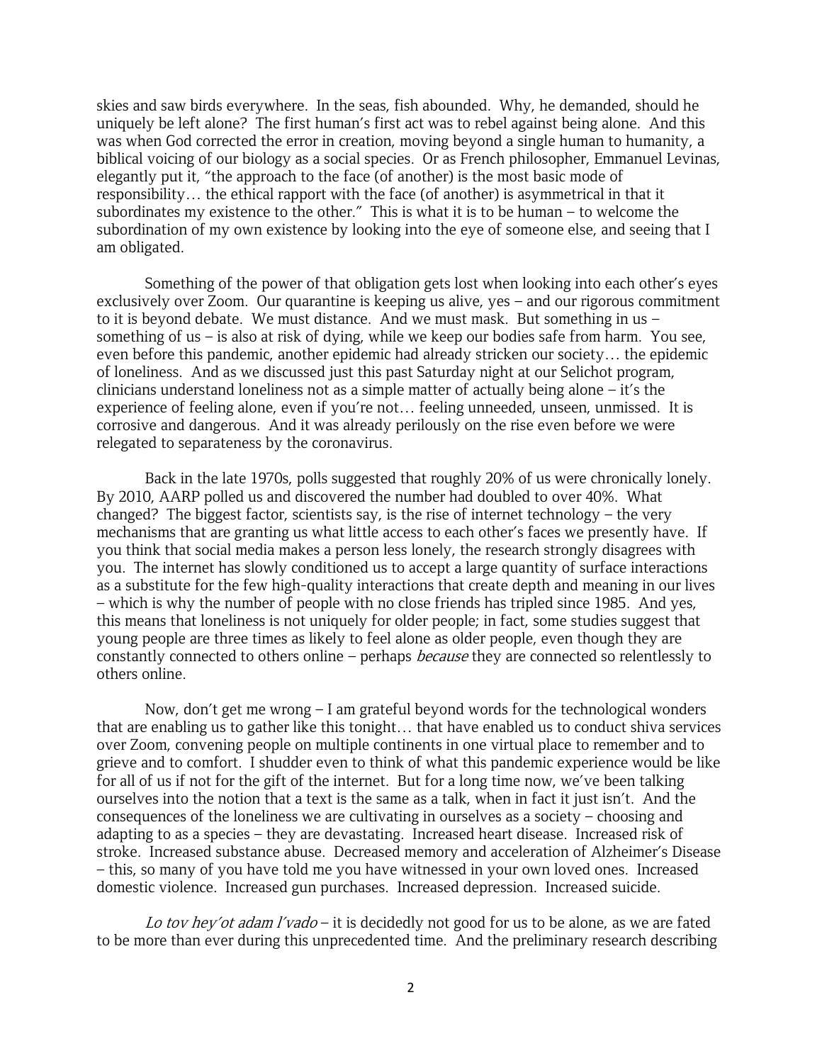skies and saw birds everywhere. In the seas, fish abounded. Why, he demanded, should he uniquely be left alone? The first human's first act was to rebel against being alone. And this was when God corrected the error in creation, moving beyond a single human to humanity, a biblical voicing of our biology as a social species. Or as French philosopher, Emmanuel Levinas, elegantly put it, "the approach to the face (of another) is the most basic mode of responsibility… the ethical rapport with the face (of another) is asymmetrical in that it subordinates my existence to the other." This is what it is to be human – to welcome the subordination of my own existence by looking into the eye of someone else, and seeing that I am obligated.

Something of the power of that obligation gets lost when looking into each other's eyes exclusively over Zoom. Our quarantine is keeping us alive, yes – and our rigorous commitment to it is beyond debate. We must distance. And we must mask. But something in us – something of us – is also at risk of dying, while we keep our bodies safe from harm. You see, even before this pandemic, another epidemic had already stricken our society… the epidemic of loneliness. And as we discussed just this past Saturday night at our Selichot program, clinicians understand loneliness not as a simple matter of actually being alone – it's the experience of feeling alone, even if you're not… feeling unneeded, unseen, unmissed. It is corrosive and dangerous. And it was already perilously on the rise even before we were relegated to separateness by the coronavirus.

Back in the late 1970s, polls suggested that roughly 20% of us were chronically lonely. By 2010, AARP polled us and discovered the number had doubled to over 40%. What changed? The biggest factor, scientists say, is the rise of internet technology – the very mechanisms that are granting us what little access to each other's faces we presently have. If you think that social media makes a person less lonely, the research strongly disagrees with you. The internet has slowly conditioned us to accept a large quantity of surface interactions as a substitute for the few high-quality interactions that create depth and meaning in our lives – which is why the number of people with no close friends has tripled since 1985. And yes, this means that loneliness is not uniquely for older people; in fact, some studies suggest that young people are three times as likely to feel alone as older people, even though they are constantly connected to others online – perhaps *because* they are connected so relentlessly to others online.

Now, don't get me wrong – I am grateful beyond words for the technological wonders that are enabling us to gather like this tonight… that have enabled us to conduct shiva services over Zoom, convening people on multiple continents in one virtual place to remember and to grieve and to comfort. I shudder even to think of what this pandemic experience would be like for all of us if not for the gift of the internet. But for a long time now, we've been talking ourselves into the notion that a text is the same as a talk, when in fact it just isn't. And the consequences of the loneliness we are cultivating in ourselves as a society – choosing and adapting to as a species – they are devastating. Increased heart disease. Increased risk of stroke. Increased substance abuse. Decreased memory and acceleration of Alzheimer's Disease – this, so many of you have told me you have witnessed in your own loved ones. Increased domestic violence. Increased gun purchases. Increased depression. Increased suicide.

*Lo tov hey'ot adam l'vado* – it is decidedly not good for us to be alone, as we are fated to be more than ever during this unprecedented time. And the preliminary research describing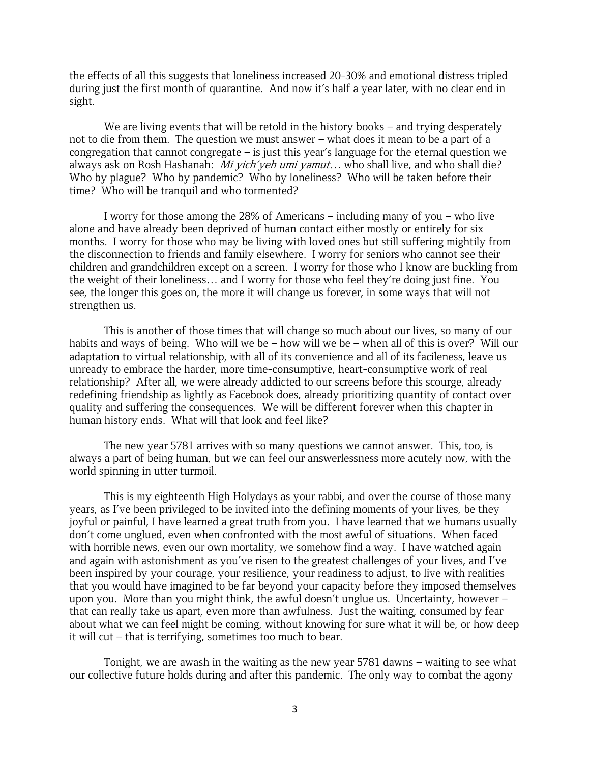the effects of all this suggests that loneliness increased 20-30% and emotional distress tripled during just the first month of quarantine. And now it's half a year later, with no clear end in sight.

We are living events that will be retold in the history books – and trying desperately not to die from them. The question we must answer – what does it mean to be a part of a congregation that cannot congregate – is just this year's language for the eternal question we always ask on Rosh Hashanah: *Mi yich'yeh umi yamut…* who shall live, and who shall die? Who by plague? Who by pandemic? Who by loneliness? Who will be taken before their time? Who will be tranquil and who tormented?

I worry for those among the 28% of Americans – including many of you – who live alone and have already been deprived of human contact either mostly or entirely for six months. I worry for those who may be living with loved ones but still suffering mightily from the disconnection to friends and family elsewhere. I worry for seniors who cannot see their children and grandchildren except on a screen. I worry for those who I know are buckling from the weight of their loneliness… and I worry for those who feel they're doing just fine. You see, the longer this goes on, the more it will change us forever, in some ways that will not strengthen us.

This is another of those times that will change so much about our lives, so many of our habits and ways of being. Who will we be – how will we be – when all of this is over? Will our adaptation to virtual relationship, with all of its convenience and all of its facileness, leave us unready to embrace the harder, more time-consumptive, heart-consumptive work of real relationship? After all, we were already addicted to our screens before this scourge, already redefining friendship as lightly as Facebook does, already prioritizing quantity of contact over quality and suffering the consequences. We will be different forever when this chapter in human history ends. What will that look and feel like?

The new year 5781 arrives with so many questions we cannot answer. This, too, is always a part of being human, but we can feel our answerlessness more acutely now, with the world spinning in utter turmoil.

This is my eighteenth High Holydays as your rabbi, and over the course of those many years, as I've been privileged to be invited into the defining moments of your lives, be they joyful or painful, I have learned a great truth from you. I have learned that we humans usually don't come unglued, even when confronted with the most awful of situations. When faced with horrible news, even our own mortality, we somehow find a way. I have watched again and again with astonishment as you've risen to the greatest challenges of your lives, and I've been inspired by your courage, your resilience, your readiness to adjust, to live with realities that you would have imagined to be far beyond your capacity before they imposed themselves upon you. More than you might think, the awful doesn't unglue us. Uncertainty, however – that can really take us apart, even more than awfulness. Just the waiting, consumed by fear about what we can feel might be coming, without knowing for sure what it will be, or how deep it will cut – that is terrifying, sometimes too much to bear.

Tonight, we are awash in the waiting as the new year 5781 dawns – waiting to see what our collective future holds during and after this pandemic. The only way to combat the agony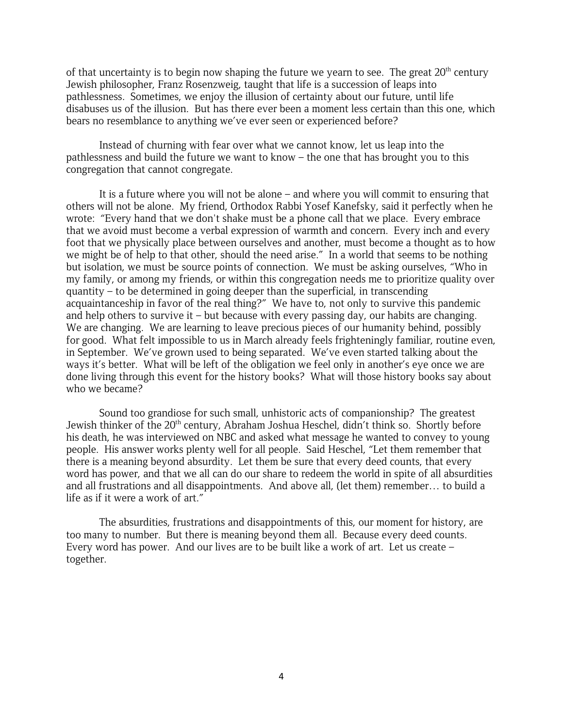of that uncertainty is to begin now shaping the future we yearn to see. The great 20th century Jewish philosopher, Franz Rosenzweig, taught that life is a succession of leaps into pathlessness. Sometimes, we enjoy the illusion of certainty about our future, until life disabuses us of the illusion. But has there ever been a moment less certain than this one, which bears no resemblance to anything we've ever seen or experienced before?

Instead of churning with fear over what we cannot know, let us leap into the pathlessness and build the future we want to know – the one that has brought you to this congregation that cannot congregate.

It is a future where you will not be alone – and where you will commit to ensuring that others will not be alone. My friend, Orthodox Rabbi Yosef Kanefsky, said it perfectly when he wrote: "Every hand that we don't shake must be a phone call that we place. Every embrace that we avoid must become a verbal expression of warmth and concern. Every inch and every foot that we physically place between ourselves and another, must become a thought as to how we might be of help to that other, should the need arise." In a world that seems to be nothing but isolation, we must be source points of connection. We must be asking ourselves, "Who in my family, or among my friends, or within this congregation needs me to prioritize quality over quantity – to be determined in going deeper than the superficial, in transcending acquaintanceship in favor of the real thing?" We have to, not only to survive this pandemic and help others to survive it – but because with every passing day, our habits are changing. We are changing. We are learning to leave precious pieces of our humanity behind, possibly for good. What felt impossible to us in March already feels frighteningly familiar, routine even, in September. We've grown used to being separated. We've even started talking about the ways it's better. What will be left of the obligation we feel only in another's eye once we are done living through this event for the history books? What will those history books say about who we became?

Sound too grandiose for such small, unhistoric acts of companionship? The greatest Jewish thinker of the 20th century, Abraham Joshua Heschel, didn't think so. Shortly before his death, he was interviewed on NBC and asked what message he wanted to convey to young people. His answer works plenty well for all people. Said Heschel, "Let them remember that there is a meaning beyond absurdity. Let them be sure that every deed counts, that every word has power, and that we all can do our share to redeem the world in spite of all absurdities and all frustrations and all disappointments. And above all, (let them) remember… to build a life as if it were a work of art."

The absurdities, frustrations and disappointments of this, our moment for history, are too many to number. But there is meaning beyond them all. Because every deed counts. Every word has power. And our lives are to be built like a work of art. Let us create – together.